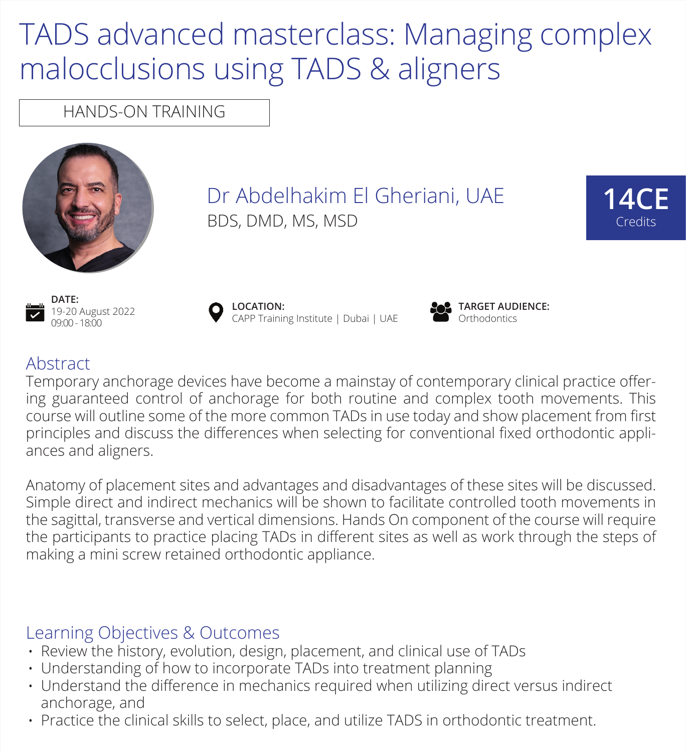# TADS advanced masterclass: Managing complex malocclusions using TADS & aligners

HANDS-ON TRAINING

## Dr Abdelhakim El Gheriani, UAE

BDS, DMD, MS, MSD

**14CE**
Credits

**DATE:**
19-20 August 2022
09:00 - 18:00

**LOCATION:**
CAPP Training Institute | Dubai | UAE

**TARGET AUDIENCE:**
Orthodontics

## Abstract

Temporary anchorage devices have become a mainstay of contemporary clinical practice offering guaranteed control of anchorage for both routine and complex tooth movements. This course will outline some of the more common TADs in use today and show placement from first principles and discuss the differences when selecting for conventional fixed orthodontic appliances and aligners.

Anatomy of placement sites and advantages and disadvantages of these sites will be discussed. Simple direct and indirect mechanics will be shown to facilitate controlled tooth movements in the sagittal, transverse and vertical dimensions. Hands On component of the course will require the participants to practice placing TADs in different sites as well as work through the steps of making a mini screw retained orthodontic appliance.

## Learning Objectives & Outcomes

- Review the history, evolution, design, placement, and clinical use of TADs
- Understanding of how to incorporate TADs into treatment planning
- Understand the difference in mechanics required when utilizing direct versus indirect anchorage, and
- Practice the clinical skills to select, place, and utilize TADS in orthodontic treatment.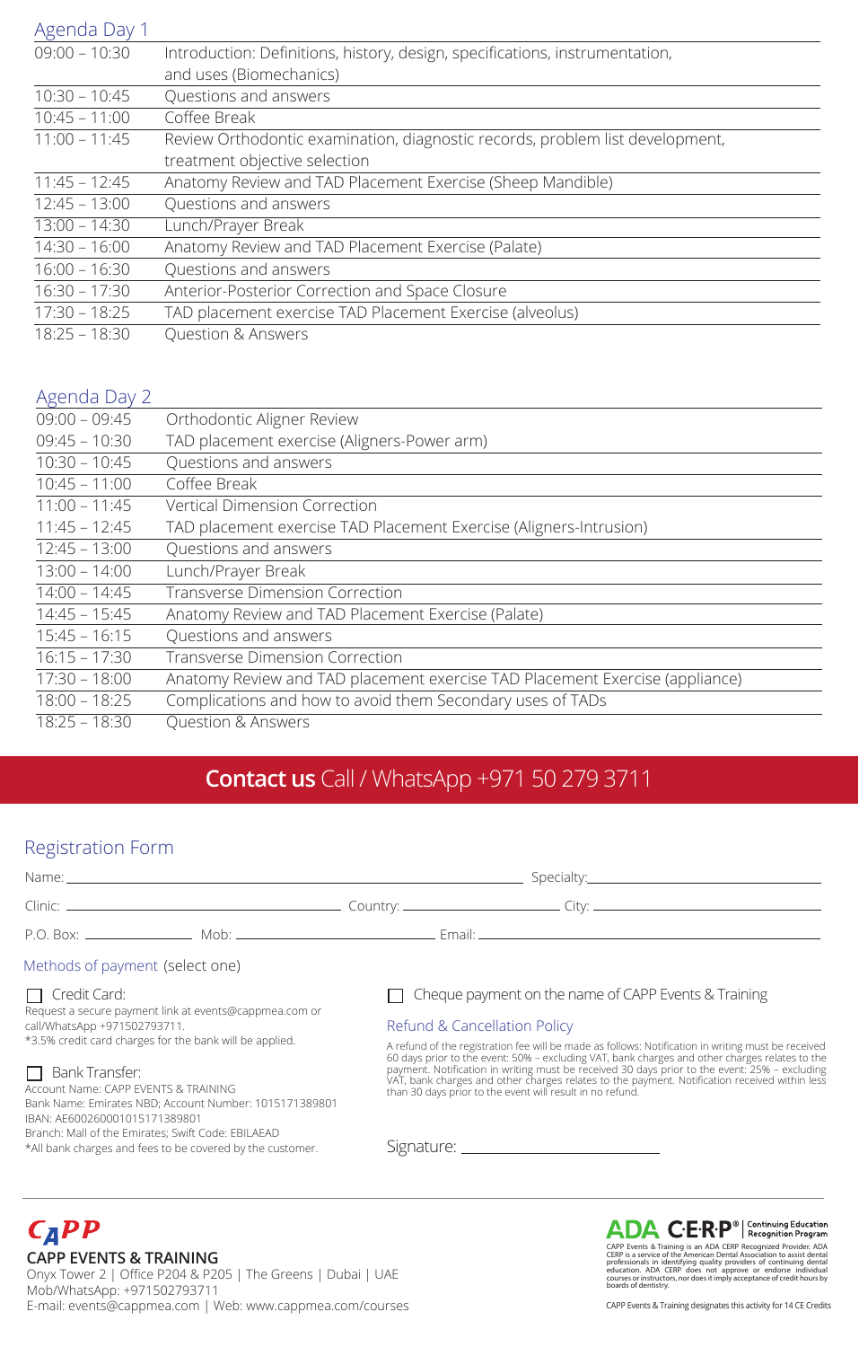## Agenda Day 1

| | |
|---|---|
| 09:00 – 10:30 | Introduction: Definitions, history, design, specifications, instrumentation, and uses (Biomechanics) |
| 10:30 – 10:45 | Questions and answers |
| 10:45 – 11:00 | Coffee Break |
| 11:00 – 11:45 | Review Orthodontic examination, diagnostic records, problem list development, treatment objective selection |
| 11:45 – 12:45 | Anatomy Review and TAD Placement Exercise (Sheep Mandible) |
| 12:45 – 13:00 | Questions and answers |
| 13:00 – 14:30 | Lunch/Prayer Break |
| 14:30 – 16:00 | Anatomy Review and TAD Placement Exercise (Palate) |
| 16:00 – 16:30 | Questions and answers |
| 16:30 – 17:30 | Anterior-Posterior Correction and Space Closure |
| 17:30 – 18:25 | TAD placement exercise TAD Placement Exercise (alveolus) |
| 18:25 – 18:30 | Question & Answers |

## Agenda Day 2

| | |
|---|---|
| 09:00 – 09:45 | Orthodontic Aligner Review |
| 09:45 – 10:30 | TAD placement exercise (Aligners-Power arm) |
| 10:30 – 10:45 | Questions and answers |
| 10:45 – 11:00 | Coffee Break |
| 11:00 – 11:45 | Vertical Dimension Correction |
| 11:45 – 12:45 | TAD placement exercise TAD Placement Exercise (Aligners-Intrusion) |
| 12:45 – 13:00 | Questions and answers |
| 13:00 – 14:00 | Lunch/Prayer Break |
| 14:00 – 14:45 | Transverse Dimension Correction |
| 14:45 – 15:45 | Anatomy Review and TAD Placement Exercise (Palate) |
| 15:45 – 16:15 | Questions and answers |
| 16:15 – 17:30 | Transverse Dimension Correction |
| 17:30 – 18:00 | Anatomy Review and TAD placement exercise TAD Placement Exercise (appliance) |
| 18:00 – 18:25 | Complications and how to avoid them Secondary uses of TADs |
| 18:25 – 18:30 | Question & Answers |

**Contact us** Call / WhatsApp +971 50 279 3711

## Registration Form

Name: ____________________ Specialty: ____________________

Clinic: ____________________ Country: ____________________ City: ____________________

P.O. Box: ____________ Mob: ____________________ Email: ____________________

**Methods of payment** (select one)

☐ Credit Card:
Request a secure payment link at events@cappmea.com or call/WhatsApp +971502793711.
*3.5% credit card charges for the bank will be applied.

☐ Bank Transfer:
Account Name: CAPP EVENTS & TRAINING
Bank Name: Emirates NBD; Account Number: 1015171389801
IBAN: AE600260001015171389801
Branch: Mall of the Emirates; Swift Code: EBILAEAD
*All bank charges and fees to be covered by the customer.

☐ Cheque payment on the name of CAPP Events & Training

**Refund & Cancellation Policy**

A refund of the registration fee will be made as follows: Notification in writing must be received 60 days prior to the event: 50% – excluding VAT, bank charges and other charges relates to the payment. Notification in writing must be received 30 days prior to the event: 25% – excluding VAT, bank charges and other charges relates to the payment. Notification received within less than 30 days prior to the event will result in no refund.

Signature: ____________________

CAPP

**CAPP EVENTS & TRAINING**
Onyx Tower 2 | Office P204 & P205 | The Greens | Dubai | UAE
Mob/WhatsApp: +971502793711
E-mail: events@cappmea.com | Web: www.cappmea.com/courses

ADA C·E·R·P® | Continuing Education Recognition Program

CAPP Events & Training is an ADA CERP Recognized Provider. ADA CERP is a service of the American Dental Association to assist dental professionals in identifying quality providers of continuing dental education. ADA CERP does not approve or endorse individual courses or instructors, nor does it imply acceptance of credit hours by boards of dentistry.

CAPP Events & Training designates this activity for 14 CE Credits